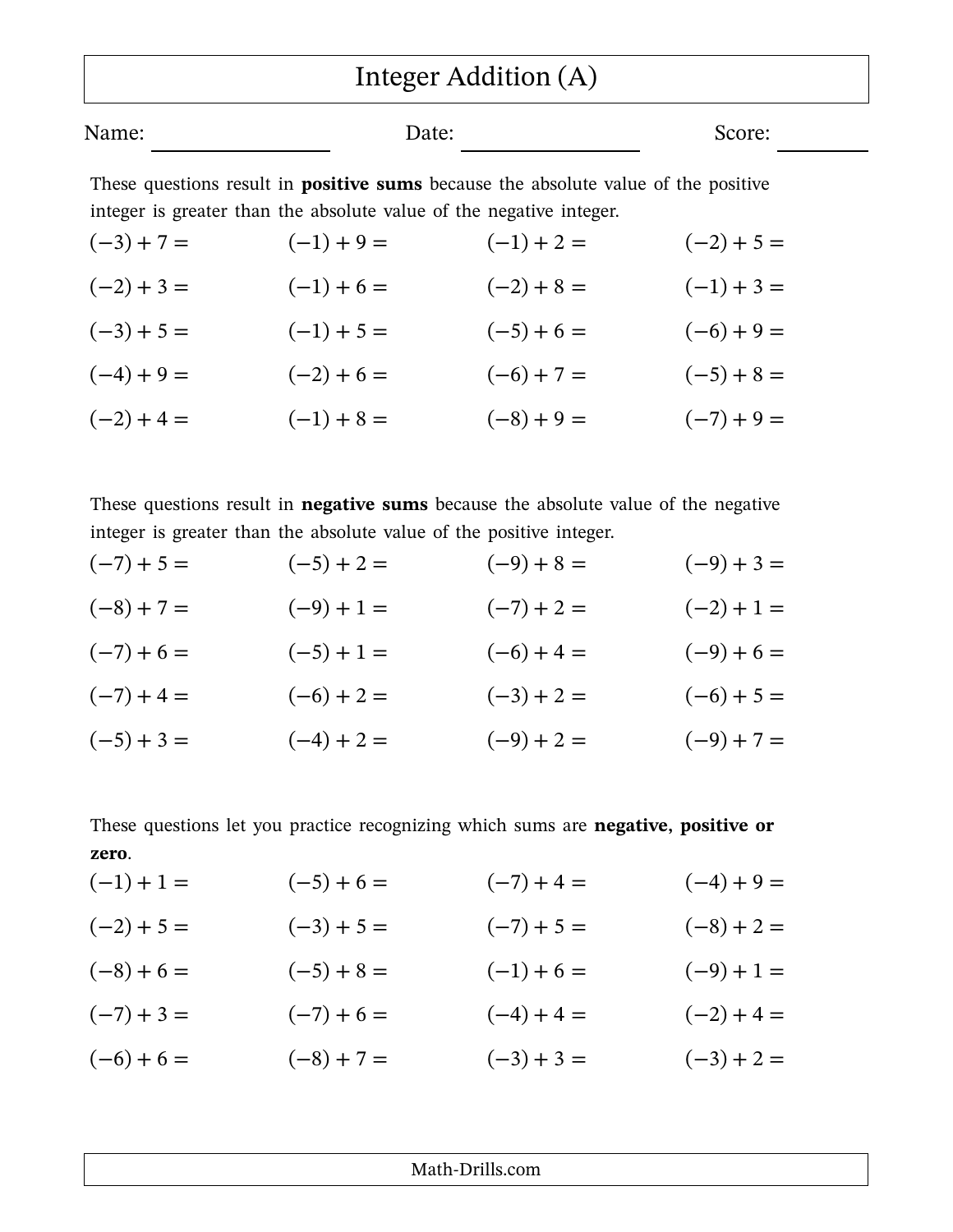# Integer Addition (A)

Name: ________________ Date: ________________ Score: ________

These questions result in **positive sums** because the absolute value of the positive integer is greater than the absolute value of the negative integer.

| | | | |
|---|---|---|---|
| $(-3) + 7 =$ | $(-1) + 9 =$ | $(-1) + 2 =$ | $(-2) + 5 =$ |
| $(-2) + 3 =$ | $(-1) + 6 =$ | $(-2) + 8 =$ | $(-1) + 3 =$ |
| $(-3) + 5 =$ | $(-1) + 5 =$ | $(-5) + 6 =$ | $(-6) + 9 =$ |
| $(-4) + 9 =$ | $(-2) + 6 =$ | $(-6) + 7 =$ | $(-5) + 8 =$ |
| $(-2) + 4 =$ | $(-1) + 8 =$ | $(-8) + 9 =$ | $(-7) + 9 =$ |

These questions result in **negative sums** because the absolute value of the negative integer is greater than the absolute value of the positive integer.

| | | | |
|---|---|---|---|
| $(-7) + 5 =$ | $(-5) + 2 =$ | $(-9) + 8 =$ | $(-9) + 3 =$ |
| $(-8) + 7 =$ | $(-9) + 1 =$ | $(-7) + 2 =$ | $(-2) + 1 =$ |
| $(-7) + 6 =$ | $(-5) + 1 =$ | $(-6) + 4 =$ | $(-9) + 6 =$ |
| $(-7) + 4 =$ | $(-6) + 2 =$ | $(-3) + 2 =$ | $(-6) + 5 =$ |
| $(-5) + 3 =$ | $(-4) + 2 =$ | $(-9) + 2 =$ | $(-9) + 7 =$ |

These questions let you practice recognizing which sums are **negative**, **positive or zero**.

| | | | |
|---|---|---|---|
| $(-1) + 1 =$ | $(-5) + 6 =$ | $(-7) + 4 =$ | $(-4) + 9 =$ |
| $(-2) + 5 =$ | $(-3) + 5 =$ | $(-7) + 5 =$ | $(-8) + 2 =$ |
| $(-8) + 6 =$ | $(-5) + 8 =$ | $(-1) + 6 =$ | $(-9) + 1 =$ |
| $(-7) + 3 =$ | $(-7) + 6 =$ | $(-4) + 4 =$ | $(-2) + 4 =$ |
| $(-6) + 6 =$ | $(-8) + 7 =$ | $(-3) + 3 =$ | $(-3) + 2 =$ |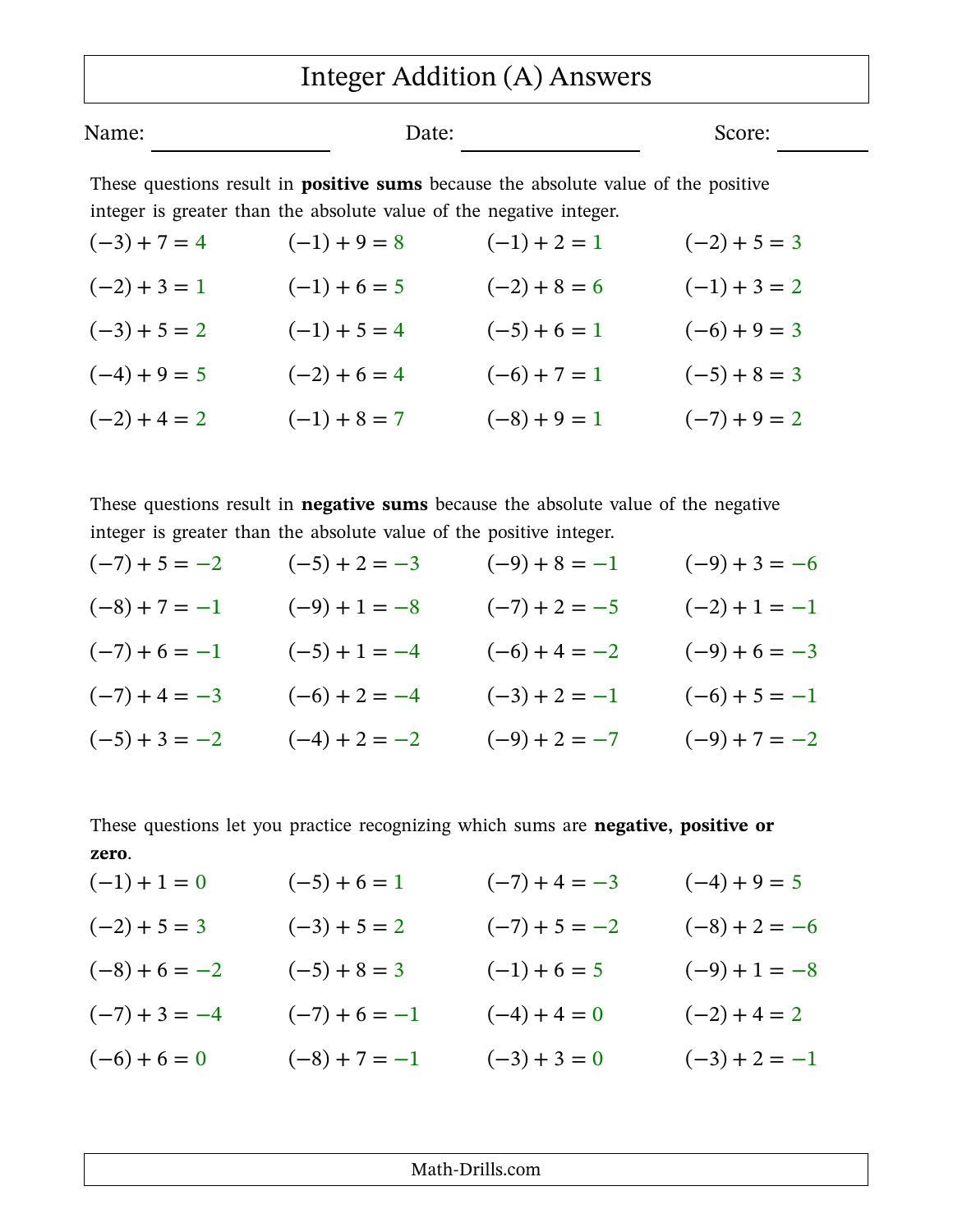# Integer Addition (A) Answers

Name: ________________ Date: ________________ Score: ________

These questions result in **positive sums** because the absolute value of the positive integer is greater than the absolute value of the negative integer.

| | | | |
|---|---|---|---|
| $(-3) + 7 = 4$ | $(-1) + 9 = 8$ | $(-1) + 2 = 1$ | $(-2) + 5 = 3$ |
| $(-2) + 3 = 1$ | $(-1) + 6 = 5$ | $(-2) + 8 = 6$ | $(-1) + 3 = 2$ |
| $(-3) + 5 = 2$ | $(-1) + 5 = 4$ | $(-5) + 6 = 1$ | $(-6) + 9 = 3$ |
| $(-4) + 9 = 5$ | $(-2) + 6 = 4$ | $(-6) + 7 = 1$ | $(-5) + 8 = 3$ |
| $(-2) + 4 = 2$ | $(-1) + 8 = 7$ | $(-8) + 9 = 1$ | $(-7) + 9 = 2$ |

These questions result in **negative sums** because the absolute value of the negative integer is greater than the absolute value of the positive integer.

| | | | |
|---|---|---|---|
| $(-7) + 5 = -2$ | $(-5) + 2 = -3$ | $(-9) + 8 = -1$ | $(-9) + 3 = -6$ |
| $(-8) + 7 = -1$ | $(-9) + 1 = -8$ | $(-7) + 2 = -5$ | $(-2) + 1 = -1$ |
| $(-7) + 6 = -1$ | $(-5) + 1 = -4$ | $(-6) + 4 = -2$ | $(-9) + 6 = -3$ |
| $(-7) + 4 = -3$ | $(-6) + 2 = -4$ | $(-3) + 2 = -1$ | $(-6) + 5 = -1$ |
| $(-5) + 3 = -2$ | $(-4) + 2 = -2$ | $(-9) + 2 = -7$ | $(-9) + 7 = -2$ |

These questions let you practice recognizing which sums are **negative**, **positive or zero**.

| | | | |
|---|---|---|---|
| $(-1) + 1 = 0$ | $(-5) + 6 = 1$ | $(-7) + 4 = -3$ | $(-4) + 9 = 5$ |
| $(-2) + 5 = 3$ | $(-3) + 5 = 2$ | $(-7) + 5 = -2$ | $(-8) + 2 = -6$ |
| $(-8) + 6 = -2$ | $(-5) + 8 = 3$ | $(-1) + 6 = 5$ | $(-9) + 1 = -8$ |
| $(-7) + 3 = -4$ | $(-7) + 6 = -1$ | $(-4) + 4 = 0$ | $(-2) + 4 = 2$ |
| $(-6) + 6 = 0$ | $(-8) + 7 = -1$ | $(-3) + 3 = 0$ | $(-3) + 2 = -1$ |

Math-Drills.com